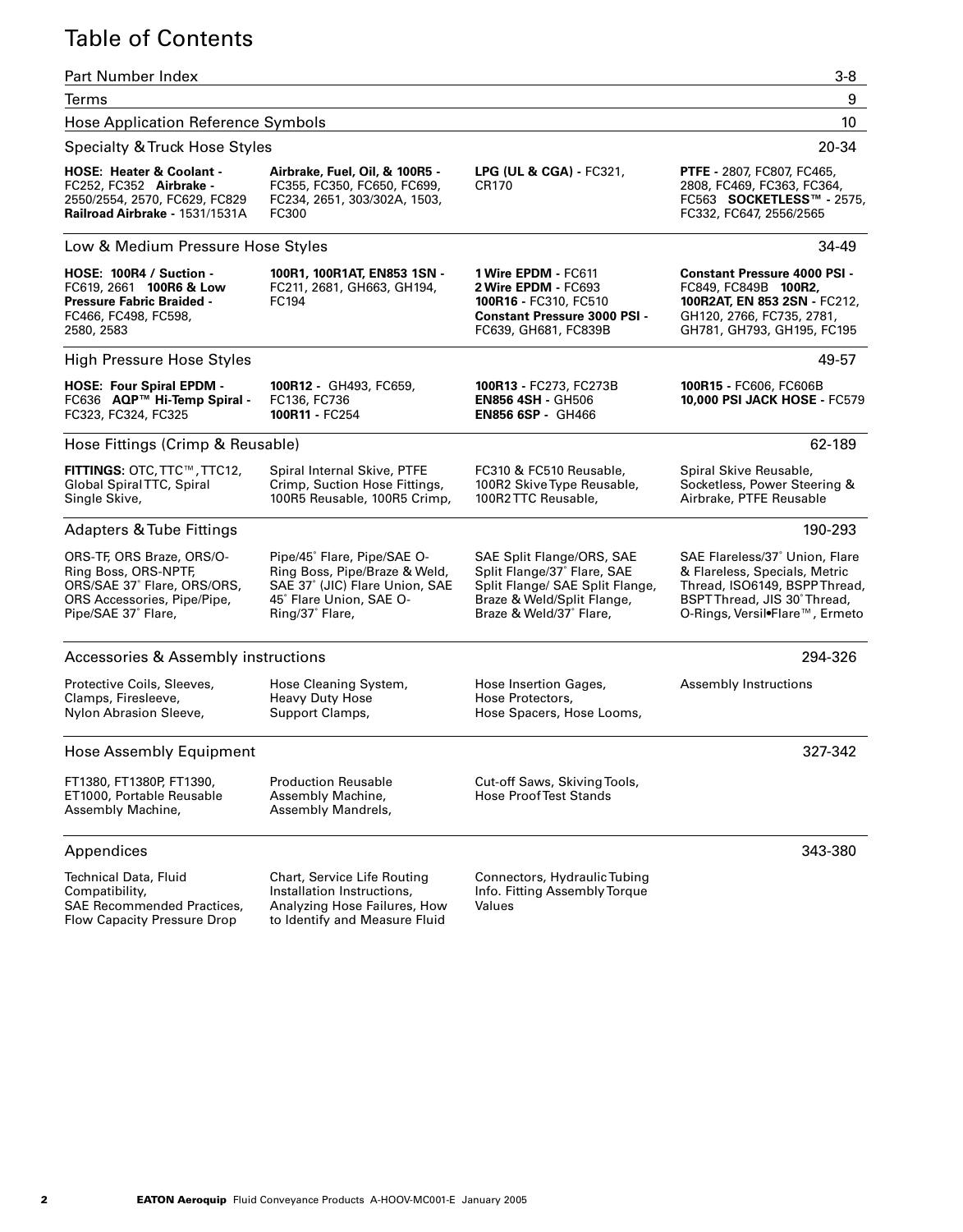# Table of Contents

| Section | Pages |
|---|---|
| Part Number Index | 3-8 |
| Terms | 9 |
| Hose Application Reference Symbols | 10 |

## Specialty & Truck Hose Styles — 20-34

**HOSE: Heater & Coolant -** FC252, FC352 **Airbrake -** 2550/2554, 2570, FC629, FC829 **Railroad Airbrake -** 1531/1531A

**Airbrake, Fuel, Oil, & 100R5 -** FC355, FC350, FC650, FC699, FC234, 2651, 303/302A, 1503, FC300

**LPG (UL & CGA) -** FC321, CR170

**PTFE -** 2807, FC807, FC465, 2808, FC469, FC363, FC364, FC563 **SOCKETLESS™ -** 2575, FC332, FC647, 2556/2565

## Low & Medium Pressure Hose Styles — 34-49

**HOSE: 100R4 / Suction -** FC619, 2661 **100R6 & Low Pressure Fabric Braided -** FC466, FC498, FC598, 2580, 2583

**100R1, 100R1AT, EN853 1SN -** FC211, 2681, GH663, GH194, FC194

**1 Wire EPDM -** FC611
**2 Wire EPDM -** FC693
**100R16 -** FC310, FC510
**Constant Pressure 3000 PSI -** FC639, GH681, FC839B

**Constant Pressure 4000 PSI -** FC849, FC849B **100R2, 100R2AT, EN 853 2SN -** FC212, GH120, 2766, FC735, 2781, GH781, GH793, GH195, FC195

## High Pressure Hose Styles — 49-57

**HOSE: Four Spiral EPDM -** FC636 **AQP™ Hi-Temp Spiral -** FC323, FC324, FC325

**100R12 -** GH493, FC659, FC136, FC736
**100R11 -** FC254

**100R13 -** FC273, FC273B
**EN856 4SH -** GH506
**EN856 6SP -** GH466

**100R15 -** FC606, FC606B
**10,000 PSI JACK HOSE -** FC579

## Hose Fittings (Crimp & Reusable) — 62-189

**FITTINGS:** OTC, TTC™, TTC12, Global Spiral TTC, Spiral Single Skive, Spiral Internal Skive, PTFE Crimp, Suction Hose Fittings, 100R5 Reusable, 100R5 Crimp, FC310 & FC510 Reusable, 100R2 Skive Type Reusable, 100R2 TTC Reusable, Spiral Skive Reusable, Socketless, Power Steering & Airbrake, PTFE Reusable

## Adapters & Tube Fittings — 190-293

ORS-TF, ORS Braze, ORS/O-Ring Boss, ORS-NPTF, ORS/SAE 37˚ Flare, ORS/ORS, ORS Accessories, Pipe/Pipe, Pipe/SAE 37˚ Flare, Pipe/45˚ Flare, Pipe/SAE O-Ring Boss, Pipe/Braze & Weld, SAE 37˚ (JIC) Flare Union, SAE 45˚ Flare Union, SAE O-Ring/37˚ Flare, SAE Split Flange/ORS, SAE Split Flange/37˚ Flare, SAE Split Flange/ SAE Split Flange, Braze & Weld/Split Flange, Braze & Weld/37˚ Flare, SAE Flareless/37˚ Union, Flare & Flareless, Specials, Metric Thread, ISO6149, BSPP Thread, BSPT Thread, JIS 30˚ Thread, O-Rings, Versil•Flare™, Ermeto

## Accessories & Assembly instructions — 294-326

Protective Coils, Sleeves, Clamps, Firesleeve, Nylon Abrasion Sleeve, Hose Cleaning System, Heavy Duty Hose Support Clamps, Hose Insertion Gages, Hose Protectors, Hose Spacers, Hose Looms, Assembly Instructions

## Hose Assembly Equipment — 327-342

FT1380, FT1380P, FT1390, ET1000, Portable Reusable Assembly Machine, Production Reusable Assembly Machine, Assembly Mandrels, Cut-off Saws, Skiving Tools, Hose Proof Test Stands

## Appendices — 343-380

Technical Data, Fluid Compatibility, SAE Recommended Practices, Flow Capacity Pressure Drop Chart, Service Life Routing Installation Instructions, Analyzing Hose Failures, How to Identify and Measure Fluid Connectors, Hydraulic Tubing Info. Fitting Assembly Torque Values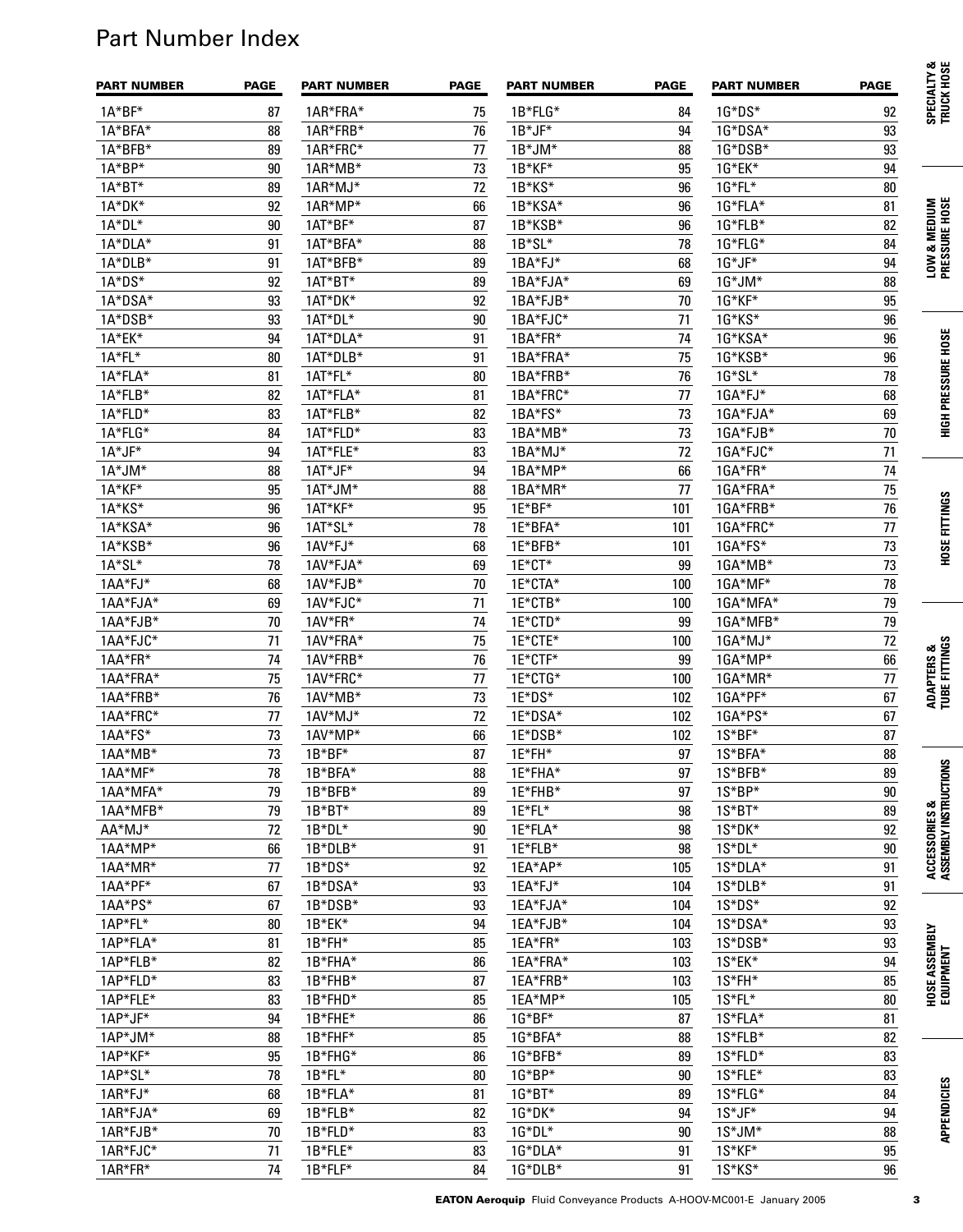# Part Number Index

| PART NUMBER | PAGE |
|---|---|
| 1A*BF* | 87 |
| 1A*BFA* | 88 |
| 1A*BFB* | 89 |
| 1A*BP* | 90 |
| 1A*BT* | 89 |
| 1A*DK* | 92 |
| 1A*DL* | 90 |
| 1A*DLA* | 91 |
| 1A*DLB* | 91 |
| 1A*DS* | 92 |
| 1A*DSA* | 93 |
| 1A*DSB* | 93 |
| 1A*EK* | 94 |
| 1A*FL* | 80 |
| 1A*FLA* | 81 |
| 1A*FLB* | 82 |
| 1A*FLD* | 83 |
| 1A*FLG* | 84 |
| 1A*JF* | 94 |
| 1A*JM* | 88 |
| 1A*KF* | 95 |
| 1A*KS* | 96 |
| 1A*KSA* | 96 |
| 1A*KSB* | 96 |
| 1A*SL* | 78 |
| 1AA*FJ* | 68 |
| 1AA*FJA* | 69 |
| 1AA*FJB* | 70 |
| 1AA*FJC* | 71 |
| 1AA*FR* | 74 |
| 1AA*FRA* | 75 |
| 1AA*FRB* | 76 |
| 1AA*FRC* | 77 |
| 1AA*FS* | 73 |
| 1AA*MB* | 73 |
| 1AA*MF* | 78 |
| 1AA*MFA* | 79 |
| 1AA*MFB* | 79 |
| AA*MJ* | 72 |
| 1AA*MP* | 66 |
| 1AA*MR* | 77 |
| 1AA*PF* | 67 |
| 1AA*PS* | 67 |
| 1AP*FL* | 80 |
| 1AP*FLA* | 81 |
| 1AP*FLB* | 82 |
| 1AP*FLD* | 83 |
| 1AP*FLE* | 83 |
| 1AP*JF* | 94 |
| 1AP*JM* | 88 |
| 1AP*KF* | 95 |
| 1AP*SL* | 78 |
| 1AR*FJ* | 68 |
| 1AR*FJA* | 69 |
| 1AR*FJB* | 70 |
| 1AR*FJC* | 71 |
| 1AR*FR* | 74 |
| 1AR*FRA* | 75 |
| 1AR*FRB* | 76 |
| 1AR*FRC* | 77 |
| 1AR*MB* | 73 |
| 1AR*MJ* | 72 |
| 1AR*MP* | 66 |
| 1AT*BF* | 87 |
| 1AT*BFA* | 88 |
| 1AT*BFB* | 89 |
| 1AT*BT* | 89 |
| 1AT*DK* | 92 |
| 1AT*DL* | 90 |
| 1AT*DLA* | 91 |
| 1AT*DLB* | 91 |
| 1AT*FL* | 80 |
| 1AT*FLA* | 81 |
| 1AT*FLB* | 82 |
| 1AT*FLD* | 83 |
| 1AT*FLE* | 83 |
| 1AT*JF* | 94 |
| 1AT*JM* | 88 |
| 1AT*KF* | 95 |
| 1AT*SL* | 78 |
| 1AV*FJ* | 68 |
| 1AV*FJA* | 69 |
| 1AV*FJB* | 70 |
| 1AV*FJC* | 71 |
| 1AV*FR* | 74 |
| 1AV*FRA* | 75 |
| 1AV*FRB* | 76 |
| 1AV*FRC* | 77 |
| 1AV*MB* | 73 |
| 1AV*MJ* | 72 |
| 1AV*MP* | 66 |
| 1B*BF* | 87 |
| 1B*BFA* | 88 |
| 1B*BFB* | 89 |
| 1B*BT* | 89 |
| 1B*DL* | 90 |
| 1B*DLB* | 91 |
| 1B*DS* | 92 |
| 1B*DSA* | 93 |
| 1B*DSB* | 93 |
| 1B*EK* | 94 |
| 1B*FH* | 85 |
| 1B*FHA* | 86 |
| 1B*FHB* | 87 |
| 1B*FHD* | 85 |
| 1B*FHE* | 86 |
| 1B*FHF* | 85 |
| 1B*FHG* | 86 |
| 1B*FL* | 80 |
| 1B*FLA* | 81 |
| 1B*FLB* | 82 |
| 1B*FLD* | 83 |
| 1B*FLE* | 83 |
| 1B*FLF* | 84 |
| 1B*FLG* | 84 |
| 1B*JF* | 94 |
| 1B*JM* | 88 |
| 1B*KF* | 95 |
| 1B*KS* | 96 |
| 1B*KSA* | 96 |
| 1B*KSB* | 96 |
| 1B*SL* | 78 |
| 1BA*FJ* | 68 |
| 1BA*FJA* | 69 |
| 1BA*FJB* | 70 |
| 1BA*FJC* | 71 |
| 1BA*FR* | 74 |
| 1BA*FRA* | 75 |
| 1BA*FRB* | 76 |
| 1BA*FRC* | 77 |
| 1BA*FS* | 73 |
| 1BA*MB* | 73 |
| 1BA*MJ* | 72 |
| 1BA*MP* | 66 |
| 1BA*MR* | 77 |
| 1E*BF* | 101 |
| 1E*BFA* | 101 |
| 1E*BFB* | 101 |
| 1E*CT* | 99 |
| 1E*CTA* | 100 |
| 1E*CTB* | 100 |
| 1E*CTD* | 99 |
| 1E*CTE* | 100 |
| 1E*CTF* | 99 |
| 1E*CTG* | 100 |
| 1E*DS* | 102 |
| 1E*DSA* | 102 |
| 1E*DSB* | 102 |
| 1E*FH* | 97 |
| 1E*FHA* | 97 |
| 1E*FHB* | 97 |
| 1E*FL* | 98 |
| 1E*FLA* | 98 |
| 1E*FLB* | 98 |
| 1EA*AP* | 105 |
| 1EA*FJ* | 104 |
| 1EA*FJA* | 104 |
| 1EA*FJB* | 104 |
| 1EA*FR* | 103 |
| 1EA*FRA* | 103 |
| 1EA*FRB* | 103 |
| 1EA*MP* | 105 |
| 1G*BF* | 87 |
| 1G*BFA* | 88 |
| 1G*BFB* | 89 |
| 1G*BP* | 90 |
| 1G*BT* | 89 |
| 1G*DK* | 94 |
| 1G*DL* | 90 |
| 1G*DLA* | 91 |
| 1G*DLB* | 91 |
| 1G*DS* | 92 |
| 1G*DSA* | 93 |
| 1G*DSB* | 93 |
| 1G*EK* | 94 |
| 1G*FL* | 80 |
| 1G*FLA* | 81 |
| 1G*FLB* | 82 |
| 1G*FLG* | 84 |
| 1G*JF* | 94 |
| 1G*JM* | 88 |
| 1G*KF* | 95 |
| 1G*KS* | 96 |
| 1G*KSA* | 96 |
| 1G*KSB* | 96 |
| 1G*SL* | 78 |
| 1GA*FJ* | 68 |
| 1GA*FJA* | 69 |
| 1GA*FJB* | 70 |
| 1GA*FJC* | 71 |
| 1GA*FR* | 74 |
| 1GA*FRA* | 75 |
| 1GA*FRB* | 76 |
| 1GA*FRC* | 77 |
| 1GA*FS* | 73 |
| 1GA*MB* | 73 |
| 1GA*MF* | 78 |
| 1GA*MFA* | 79 |
| 1GA*MFB* | 79 |
| 1GA*MJ* | 72 |
| 1GA*MP* | 66 |
| 1GA*MR* | 77 |
| 1GA*PF* | 67 |
| 1GA*PS* | 67 |
| 1S*BF* | 87 |
| 1S*BFA* | 88 |
| 1S*BFB* | 89 |
| 1S*BP* | 90 |
| 1S*BT* | 89 |
| 1S*DK* | 92 |
| 1S*DL* | 90 |
| 1S*DLA* | 91 |
| 1S*DLB* | 91 |
| 1S*DS* | 92 |
| 1S*DSA* | 93 |
| 1S*DSB* | 93 |
| 1S*EK* | 94 |
| 1S*FH* | 85 |
| 1S*FL* | 80 |
| 1S*FLA* | 81 |
| 1S*FLB* | 82 |
| 1S*FLD* | 83 |
| 1S*FLE* | 83 |
| 1S*FLG* | 84 |
| 1S*JF* | 94 |
| 1S*JM* | 88 |
| 1S*KF* | 95 |
| 1S*KS* | 96 |

SPECIALTY & TRUCK HOSE | LOW & MEDIUM PRESSURE HOSE | HIGH PRESSURE HOSE | HOSE FITTINGS | ADAPTERS & TUBE FITTINGS | ACCESSORIES & ASSEMBLY INSTRUCTIONS | HOSE ASSEMBLY EQUIPMENT | APPENDICIES

**EATON Aeroquip** Fluid Conveyance Products A-HOOV-MC001-E January 2005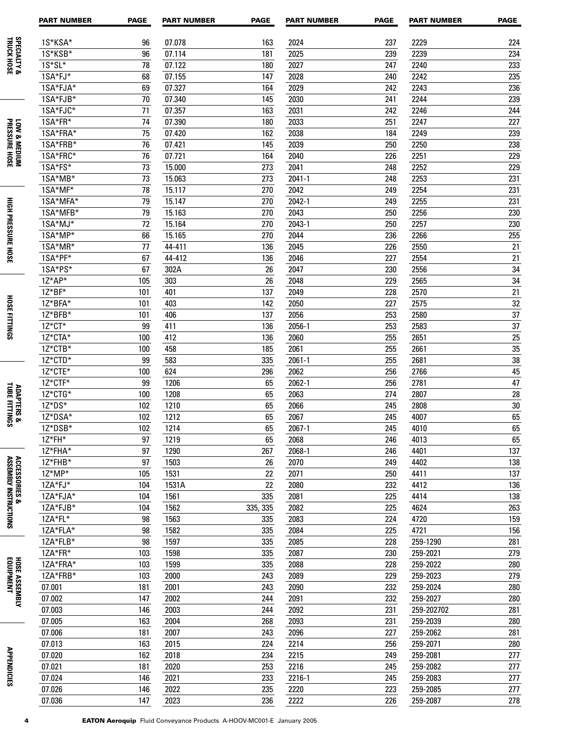| PART NUMBER | PAGE | PART NUMBER | PAGE | PART NUMBER | PAGE | PART NUMBER | PAGE |
|---|---|---|---|---|---|---|---|
| 1S*KSA* | 96 | 07.078 | 163 | 2024 | 237 | 2229 | 224 |
| 1S*KSB* | 96 | 07.114 | 181 | 2025 | 239 | 2239 | 234 |
| 1S*SL* | 78 | 07.122 | 180 | 2027 | 247 | 2240 | 233 |
| 1SA*FJ* | 68 | 07.155 | 147 | 2028 | 240 | 2242 | 235 |
| 1SA*FJA* | 69 | 07.327 | 164 | 2029 | 242 | 2243 | 236 |
| 1SA*FJB* | 70 | 07.340 | 145 | 2030 | 241 | 2244 | 239 |
| 1SA*FJC* | 71 | 07.357 | 163 | 2031 | 242 | 2246 | 244 |
| 1SA*FR* | 74 | 07.390 | 180 | 2033 | 251 | 2247 | 227 |
| 1SA*FRA* | 75 | 07.420 | 162 | 2038 | 184 | 2249 | 239 |
| 1SA*FRB* | 76 | 07.421 | 145 | 2039 | 250 | 2250 | 238 |
| 1SA*FRC* | 76 | 07.721 | 164 | 2040 | 226 | 2251 | 229 |
| 1SA*FS* | 73 | 15.000 | 273 | 2041 | 248 | 2252 | 229 |
| 1SA*MB* | 73 | 15.063 | 273 | 2041-1 | 248 | 2253 | 231 |
| 1SA*MF* | 78 | 15.117 | 270 | 2042 | 249 | 2254 | 231 |
| 1SA*MFA* | 79 | 15.147 | 270 | 2042-1 | 249 | 2255 | 231 |
| 1SA*MFB* | 79 | 15.163 | 270 | 2043 | 250 | 2256 | 230 |
| 1SA*MJ* | 72 | 15.164 | 270 | 2043-1 | 250 | 2257 | 230 |
| 1SA*MP* | 66 | 15.165 | 270 | 2044 | 236 | 2266 | 255 |
| 1SA*MR* | 77 | 44-411 | 136 | 2045 | 226 | 2550 | 21 |
| 1SA*PF* | 67 | 44-412 | 136 | 2046 | 227 | 2554 | 21 |
| 1SA*PS* | 67 | 302A | 26 | 2047 | 230 | 2556 | 34 |
| 1Z*AP* | 105 | 303 | 26 | 2048 | 229 | 2565 | 34 |
| 1Z*BF* | 101 | 401 | 137 | 2049 | 228 | 2570 | 21 |
| 1Z*BFA* | 101 | 403 | 142 | 2050 | 227 | 2575 | 32 |
| 1Z*BFB* | 101 | 406 | 137 | 2056 | 253 | 2580 | 37 |
| 1Z*CT* | 99 | 411 | 136 | 2056-1 | 253 | 2583 | 37 |
| 1Z*CTA* | 100 | 412 | 136 | 2060 | 255 | 2651 | 25 |
| 1Z*CTB* | 100 | 458 | 185 | 2061 | 255 | 2661 | 35 |
| 1Z*CTD* | 99 | 583 | 335 | 2061-1 | 255 | 2681 | 38 |
| 1Z*CTE* | 100 | 624 | 296 | 2062 | 256 | 2766 | 45 |
| 1Z*CTF* | 99 | 1206 | 65 | 2062-1 | 256 | 2781 | 47 |
| 1Z*CTG* | 100 | 1208 | 65 | 2063 | 274 | 2807 | 28 |
| 1Z*DS* | 102 | 1210 | 65 | 2066 | 245 | 2808 | 30 |
| 1Z*DSA* | 102 | 1212 | 65 | 2067 | 245 | 4007 | 65 |
| 1Z*DSB* | 102 | 1214 | 65 | 2067-1 | 245 | 4010 | 65 |
| 1Z*FH* | 97 | 1219 | 65 | 2068 | 246 | 4013 | 65 |
| 1Z*FHA* | 97 | 1290 | 267 | 2068-1 | 246 | 4401 | 137 |
| 1Z*FHB* | 97 | 1503 | 26 | 2070 | 249 | 4402 | 138 |
| 1Z*MP* | 105 | 1531 | 22 | 2071 | 250 | 4411 | 137 |
| 1ZA*FJ* | 104 | 1531A | 22 | 2080 | 232 | 4412 | 136 |
| 1ZA*FJA* | 104 | 1561 | 335 | 2081 | 225 | 4414 | 138 |
| 1ZA*FJB* | 104 | 1562 | 335, 335 | 2082 | 225 | 4624 | 263 |
| 1ZA*FL* | 98 | 1563 | 335 | 2083 | 224 | 4720 | 159 |
| 1ZA*FLA* | 98 | 1582 | 335 | 2084 | 225 | 4721 | 156 |
| 1ZA*FLB* | 98 | 1597 | 335 | 2085 | 228 | 259-1290 | 281 |
| 1ZA*FR* | 103 | 1598 | 335 | 2087 | 230 | 259-2021 | 279 |
| 1ZA*FRA* | 103 | 1599 | 335 | 2088 | 228 | 259-2022 | 280 |
| 1ZA*FRB* | 103 | 2000 | 243 | 2089 | 229 | 259-2023 | 279 |
| 07.001 | 181 | 2001 | 243 | 2090 | 232 | 259-2024 | 280 |
| 07.002 | 147 | 2002 | 244 | 2091 | 232 | 259-2027 | 280 |
| 07.003 | 146 | 2003 | 244 | 2092 | 231 | 259-202702 | 281 |
| 07.005 | 163 | 2004 | 268 | 2093 | 231 | 259-2039 | 280 |
| 07.006 | 181 | 2007 | 243 | 2096 | 227 | 259-2062 | 281 |
| 07.013 | 163 | 2015 | 224 | 2214 | 256 | 259-2071 | 280 |
| 07.020 | 162 | 2018 | 234 | 2215 | 249 | 259-2081 | 277 |
| 07.021 | 181 | 2020 | 253 | 2216 | 245 | 259-2082 | 277 |
| 07.024 | 146 | 2021 | 233 | 2216-1 | 245 | 259-2083 | 277 |
| 07.026 | 146 | 2022 | 235 | 2220 | 223 | 259-2085 | 277 |
| 07.036 | 147 | 2023 | 236 | 2222 | 226 | 259-2087 | 278 |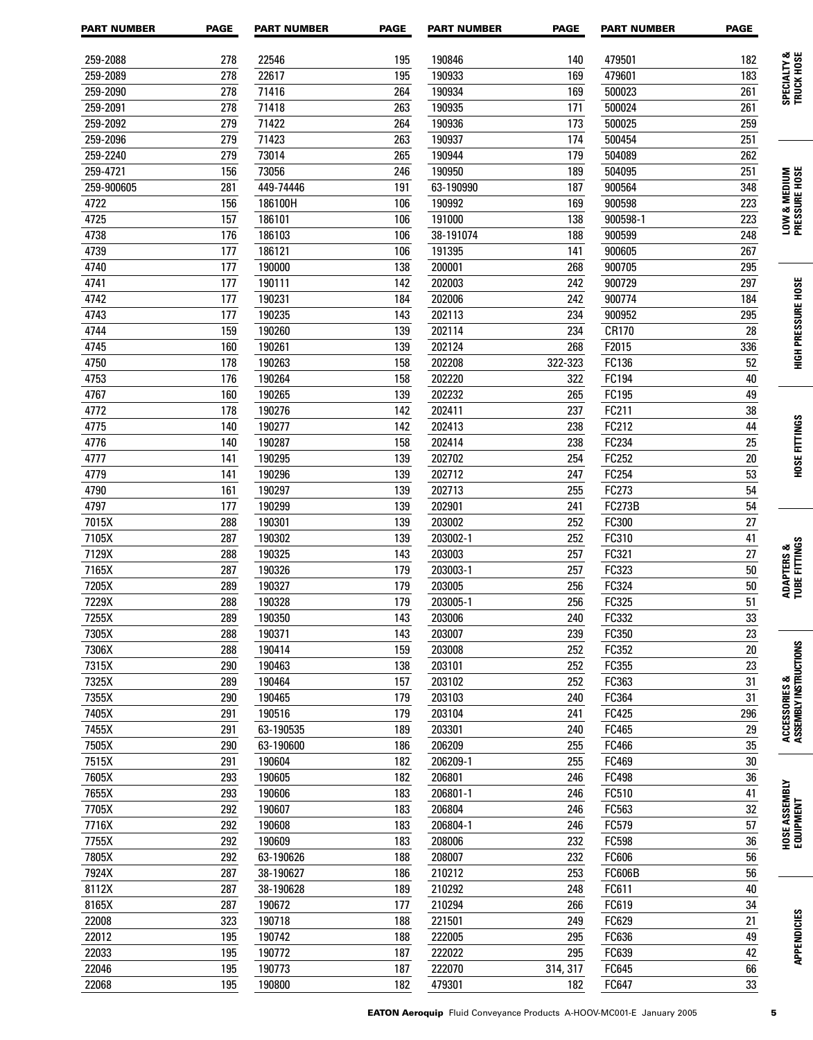| PART NUMBER | PAGE |
|---|---|
| 259-2088 | 278 |
| 259-2089 | 278 |
| 259-2090 | 278 |
| 259-2091 | 278 |
| 259-2092 | 279 |
| 259-2096 | 279 |
| 259-2240 | 279 |
| 259-4721 | 156 |
| 259-900605 | 281 |
| 4722 | 156 |
| 4725 | 157 |
| 4738 | 176 |
| 4739 | 177 |
| 4740 | 177 |
| 4741 | 177 |
| 4742 | 177 |
| 4743 | 177 |
| 4744 | 159 |
| 4745 | 160 |
| 4750 | 178 |
| 4753 | 176 |
| 4767 | 160 |
| 4772 | 178 |
| 4775 | 140 |
| 4776 | 140 |
| 4777 | 141 |
| 4779 | 141 |
| 4790 | 161 |
| 4797 | 177 |
| 7015X | 288 |
| 7105X | 287 |
| 7129X | 288 |
| 7165X | 287 |
| 7205X | 289 |
| 7229X | 288 |
| 7255X | 289 |
| 7305X | 288 |
| 7306X | 288 |
| 7315X | 290 |
| 7325X | 289 |
| 7355X | 290 |
| 7405X | 291 |
| 7455X | 291 |
| 7505X | 290 |
| 7515X | 291 |
| 7605X | 293 |
| 7655X | 293 |
| 7705X | 292 |
| 7716X | 292 |
| 7755X | 292 |
| 7805X | 292 |
| 7924X | 287 |
| 8112X | 287 |
| 8165X | 287 |
| 22008 | 323 |
| 22012 | 195 |
| 22033 | 195 |
| 22046 | 195 |
| 22068 | 195 |
| 22546 | 195 |
| 22617 | 195 |
| 71416 | 264 |
| 71418 | 263 |
| 71422 | 264 |
| 71423 | 263 |
| 73014 | 265 |
| 73056 | 246 |
| 449-74446 | 191 |
| 186100H | 106 |
| 186101 | 106 |
| 186103 | 106 |
| 186121 | 106 |
| 190000 | 138 |
| 190111 | 142 |
| 190231 | 184 |
| 190235 | 143 |
| 190260 | 139 |
| 190261 | 139 |
| 190263 | 158 |
| 190264 | 158 |
| 190265 | 139 |
| 190276 | 142 |
| 190277 | 142 |
| 190287 | 158 |
| 190295 | 139 |
| 190296 | 139 |
| 190297 | 139 |
| 190299 | 139 |
| 190301 | 139 |
| 190302 | 139 |
| 190325 | 143 |
| 190326 | 179 |
| 190327 | 179 |
| 190328 | 179 |
| 190350 | 143 |
| 190371 | 143 |
| 190414 | 159 |
| 190463 | 138 |
| 190464 | 157 |
| 190465 | 179 |
| 190516 | 179 |
| 63-190535 | 189 |
| 63-190600 | 186 |
| 190604 | 182 |
| 190605 | 182 |
| 190606 | 183 |
| 190607 | 183 |
| 190608 | 183 |
| 190609 | 183 |
| 63-190626 | 188 |
| 38-190627 | 186 |
| 38-190628 | 189 |
| 190672 | 177 |
| 190718 | 188 |
| 190742 | 188 |
| 190772 | 187 |
| 190773 | 187 |
| 190800 | 182 |
| 190846 | 140 |
| 190933 | 169 |
| 190934 | 169 |
| 190935 | 171 |
| 190936 | 173 |
| 190937 | 174 |
| 190944 | 179 |
| 190950 | 189 |
| 63-190990 | 187 |
| 190992 | 169 |
| 191000 | 138 |
| 38-191074 | 188 |
| 191395 | 141 |
| 200001 | 268 |
| 202003 | 242 |
| 202006 | 242 |
| 202113 | 234 |
| 202114 | 234 |
| 202124 | 268 |
| 202208 | 322-323 |
| 202220 | 322 |
| 202232 | 265 |
| 202411 | 237 |
| 202413 | 238 |
| 202414 | 238 |
| 202702 | 254 |
| 202712 | 247 |
| 202713 | 255 |
| 202901 | 241 |
| 203002 | 252 |
| 203002-1 | 252 |
| 203003 | 257 |
| 203003-1 | 257 |
| 203005 | 256 |
| 203005-1 | 256 |
| 203006 | 240 |
| 203007 | 239 |
| 203008 | 252 |
| 203101 | 252 |
| 203102 | 252 |
| 203103 | 240 |
| 203104 | 241 |
| 203301 | 240 |
| 206209 | 255 |
| 206209-1 | 255 |
| 206801 | 246 |
| 206801-1 | 246 |
| 206804 | 246 |
| 206804-1 | 246 |
| 208006 | 232 |
| 208007 | 232 |
| 210212 | 253 |
| 210292 | 248 |
| 210294 | 266 |
| 221501 | 249 |
| 222005 | 295 |
| 222022 | 295 |
| 222070 | 314, 317 |
| 479301 | 182 |
| 479501 | 182 |
| 479601 | 183 |
| 500023 | 261 |
| 500024 | 261 |
| 500025 | 259 |
| 500454 | 251 |
| 504089 | 262 |
| 504095 | 251 |
| 900564 | 348 |
| 900598 | 223 |
| 900598-1 | 223 |
| 900599 | 248 |
| 900605 | 267 |
| 900705 | 295 |
| 900729 | 297 |
| 900774 | 184 |
| 900952 | 295 |
| CR170 | 28 |
| F2015 | 336 |
| FC136 | 52 |
| FC194 | 40 |
| FC195 | 49 |
| FC211 | 38 |
| FC212 | 44 |
| FC234 | 25 |
| FC252 | 20 |
| FC254 | 53 |
| FC273 | 54 |
| FC273B | 54 |
| FC300 | 27 |
| FC310 | 41 |
| FC321 | 27 |
| FC323 | 50 |
| FC324 | 50 |
| FC325 | 51 |
| FC332 | 33 |
| FC350 | 23 |
| FC352 | 20 |
| FC355 | 23 |
| FC363 | 31 |
| FC364 | 31 |
| FC425 | 296 |
| FC465 | 29 |
| FC466 | 35 |
| FC469 | 30 |
| FC498 | 36 |
| FC510 | 41 |
| FC563 | 32 |
| FC579 | 57 |
| FC598 | 36 |
| FC606 | 56 |
| FC606B | 56 |
| FC611 | 40 |
| FC619 | 34 |
| FC629 | 21 |
| FC636 | 49 |
| FC639 | 42 |
| FC645 | 66 |
| FC647 | 33 |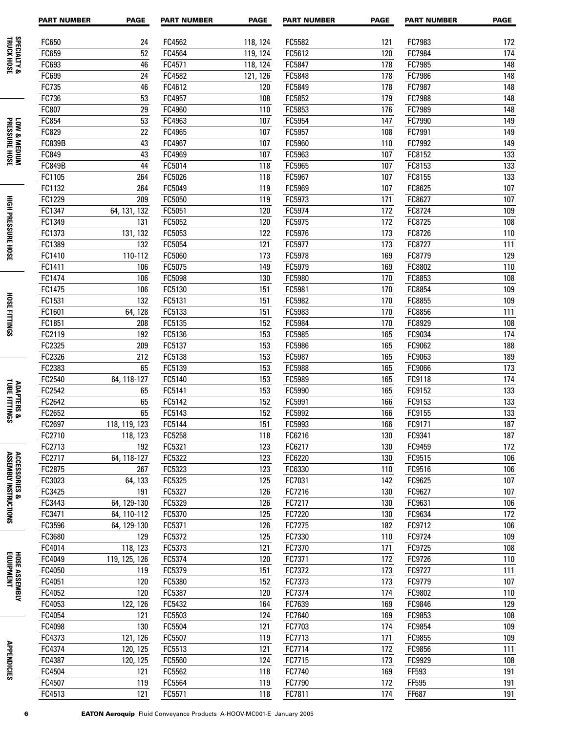| PART NUMBER | PAGE | PART NUMBER | PAGE | PART NUMBER | PAGE | PART NUMBER | PAGE |
|---|---|---|---|---|---|---|---|
| FC650 | 24 | FC4562 | 118, 124 | FC5582 | 121 | FC7983 | 172 |
| FC659 | 52 | FC4564 | 119, 124 | FC5612 | 120 | FC7984 | 174 |
| FC693 | 46 | FC4571 | 118, 124 | FC5847 | 178 | FC7985 | 148 |
| FC699 | 24 | FC4582 | 121, 126 | FC5848 | 178 | FC7986 | 148 |
| FC735 | 46 | FC4612 | 120 | FC5849 | 178 | FC7987 | 148 |
| FC736 | 53 | FC4957 | 108 | FC5852 | 179 | FC7988 | 148 |
| FC807 | 29 | FC4960 | 110 | FC5853 | 176 | FC7989 | 148 |
| FC854 | 53 | FC4963 | 107 | FC5954 | 147 | FC7990 | 149 |
| FC829 | 22 | FC4965 | 107 | FC5957 | 108 | FC7991 | 149 |
| FC839B | 43 | FC4967 | 107 | FC5960 | 110 | FC7992 | 149 |
| FC849 | 43 | FC4969 | 107 | FC5963 | 107 | FC8152 | 133 |
| FC849B | 44 | FC5014 | 118 | FC5965 | 107 | FC8153 | 133 |
| FC1105 | 264 | FC5026 | 118 | FC5967 | 107 | FC8155 | 133 |
| FC1132 | 264 | FC5049 | 119 | FC5969 | 107 | FC8625 | 107 |
| FC1229 | 209 | FC5050 | 119 | FC5973 | 171 | FC8627 | 107 |
| FC1347 | 64, 131, 132 | FC5051 | 120 | FC5974 | 172 | FC8724 | 109 |
| FC1349 | 131 | FC5052 | 120 | FC5975 | 172 | FC8725 | 108 |
| FC1373 | 131, 132 | FC5053 | 122 | FC5976 | 173 | FC8726 | 110 |
| FC1389 | 132 | FC5054 | 121 | FC5977 | 173 | FC8727 | 111 |
| FC1410 | 110-112 | FC5060 | 173 | FC5978 | 169 | FC8779 | 129 |
| FC1411 | 106 | FC5075 | 149 | FC5979 | 169 | FC8802 | 110 |
| FC1474 | 106 | FC5098 | 130 | FC5980 | 170 | FC8853 | 108 |
| FC1475 | 106 | FC5130 | 151 | FC5981 | 170 | FC8854 | 109 |
| FC1531 | 132 | FC5131 | 151 | FC5982 | 170 | FC8855 | 109 |
| FC1601 | 64, 128 | FC5133 | 151 | FC5983 | 170 | FC8856 | 111 |
| FC1851 | 208 | FC5135 | 152 | FC5984 | 170 | FC8929 | 108 |
| FC2119 | 192 | FC5136 | 153 | FC5985 | 165 | FC9034 | 174 |
| FC2325 | 209 | FC5137 | 153 | FC5986 | 165 | FC9062 | 188 |
| FC2326 | 212 | FC5138 | 153 | FC5987 | 165 | FC9063 | 189 |
| FC2383 | 65 | FC5139 | 153 | FC5988 | 165 | FC9066 | 173 |
| FC2540 | 64, 118-127 | FC5140 | 153 | FC5989 | 165 | FC9118 | 174 |
| FC2542 | 65 | FC5141 | 153 | FC5990 | 165 | FC9152 | 133 |
| FC2642 | 65 | FC5142 | 152 | FC5991 | 166 | FC9153 | 133 |
| FC2652 | 65 | FC5143 | 152 | FC5992 | 166 | FC9155 | 133 |
| FC2697 | 118, 119, 123 | FC5144 | 151 | FC5993 | 166 | FC9171 | 187 |
| FC2710 | 118, 123 | FC5258 | 118 | FC6216 | 130 | FC9341 | 187 |
| FC2713 | 192 | FC5321 | 123 | FC6217 | 130 | FC9459 | 172 |
| FC2717 | 64, 118-127 | FC5322 | 123 | FC6220 | 130 | FC9515 | 106 |
| FC2875 | 267 | FC5323 | 123 | FC6330 | 110 | FC9516 | 106 |
| FC3023 | 64, 133 | FC5325 | 125 | FC7031 | 142 | FC9625 | 107 |
| FC3425 | 191 | FC5327 | 126 | FC7216 | 130 | FC9627 | 107 |
| FC3443 | 64, 129-130 | FC5329 | 126 | FC7217 | 130 | FC9631 | 106 |
| FC3471 | 64, 110-112 | FC5370 | 125 | FC7220 | 130 | FC9634 | 172 |
| FC3596 | 64, 129-130 | FC5371 | 126 | FC7275 | 182 | FC9712 | 106 |
| FC3680 | 129 | FC5372 | 125 | FC7330 | 110 | FC9724 | 109 |
| FC4014 | 118, 123 | FC5373 | 121 | FC7370 | 171 | FC9725 | 108 |
| FC4049 | 119, 125, 126 | FC5374 | 120 | FC7371 | 172 | FC9726 | 110 |
| FC4050 | 119 | FC5379 | 151 | FC7372 | 173 | FC9727 | 111 |
| FC4051 | 120 | FC5380 | 152 | FC7373 | 173 | FC9779 | 107 |
| FC4052 | 120 | FC5387 | 120 | FC7374 | 174 | FC9802 | 110 |
| FC4053 | 122, 126 | FC5432 | 164 | FC7639 | 169 | FC9846 | 129 |
| FC4054 | 121 | FC5503 | 124 | FC7640 | 169 | FC9853 | 108 |
| FC4098 | 130 | FC5504 | 121 | FC7703 | 174 | FC9854 | 109 |
| FC4373 | 121, 126 | FC5507 | 119 | FC7713 | 171 | FC9855 | 109 |
| FC4374 | 120, 125 | FC5513 | 121 | FC7714 | 172 | FC9856 | 111 |
| FC4387 | 120, 125 | FC5560 | 124 | FC7715 | 173 | FC9929 | 108 |
| FC4504 | 121 | FC5562 | 118 | FC7740 | 169 | FF593 | 191 |
| FC4507 | 119 | FC5564 | 119 | FC7790 | 172 | FF595 | 191 |
| FC4513 | 121 | FC5571 | 118 | FC7811 | 174 | FF687 | 191 |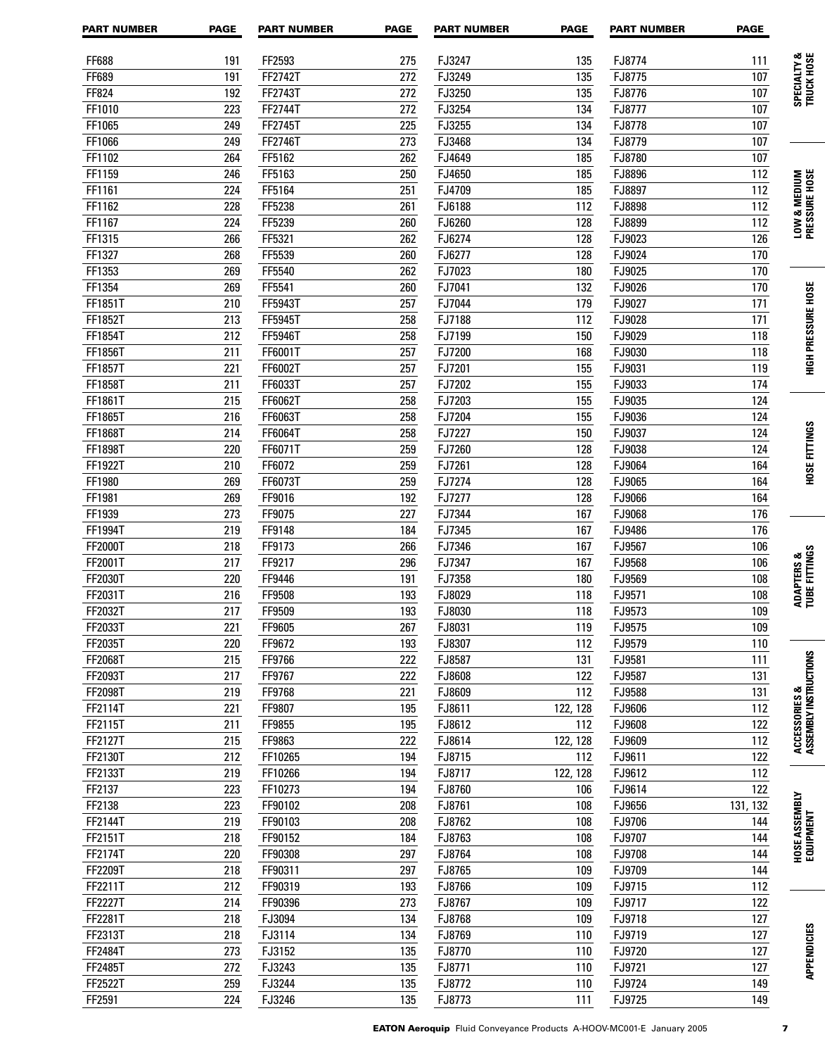| PART NUMBER | PAGE | PART NUMBER | PAGE | PART NUMBER | PAGE | PART NUMBER | PAGE |
|---|---|---|---|---|---|---|---|
| FF688 | 191 | FF2593 | 275 | FJ3247 | 135 | FJ8774 | 111 |
| FF689 | 191 | FF2742T | 272 | FJ3249 | 135 | FJ8775 | 107 |
| FF824 | 192 | FF2743T | 272 | FJ3250 | 135 | FJ8776 | 107 |
| FF1010 | 223 | FF2744T | 272 | FJ3254 | 134 | FJ8777 | 107 |
| FF1065 | 249 | FF2745T | 225 | FJ3255 | 134 | FJ8778 | 107 |
| FF1066 | 249 | FF2746T | 273 | FJ3468 | 134 | FJ8779 | 107 |
| FF1102 | 264 | FF5162 | 262 | FJ4649 | 185 | FJ8780 | 107 |
| FF1159 | 246 | FF5163 | 250 | FJ4650 | 185 | FJ8896 | 112 |
| FF1161 | 224 | FF5164 | 251 | FJ4709 | 185 | FJ8897 | 112 |
| FF1162 | 228 | FF5238 | 261 | FJ6188 | 112 | FJ8898 | 112 |
| FF1167 | 224 | FF5239 | 260 | FJ6260 | 128 | FJ8899 | 112 |
| FF1315 | 266 | FF5321 | 262 | FJ6274 | 128 | FJ9023 | 126 |
| FF1327 | 268 | FF5539 | 260 | FJ6277 | 128 | FJ9024 | 170 |
| FF1353 | 269 | FF5540 | 262 | FJ7023 | 180 | FJ9025 | 170 |
| FF1354 | 269 | FF5541 | 260 | FJ7041 | 132 | FJ9026 | 170 |
| FF1851T | 210 | FF5943T | 257 | FJ7044 | 179 | FJ9027 | 171 |
| FF1852T | 213 | FF5945T | 258 | FJ7188 | 112 | FJ9028 | 171 |
| FF1854T | 212 | FF5946T | 258 | FJ7199 | 150 | FJ9029 | 118 |
| FF1856T | 211 | FF6001T | 257 | FJ7200 | 168 | FJ9030 | 118 |
| FF1857T | 221 | FF6002T | 257 | FJ7201 | 155 | FJ9031 | 119 |
| FF1858T | 211 | FF6033T | 257 | FJ7202 | 155 | FJ9033 | 174 |
| FF1861T | 215 | FF6062T | 258 | FJ7203 | 155 | FJ9035 | 124 |
| FF1865T | 216 | FF6063T | 258 | FJ7204 | 155 | FJ9036 | 124 |
| FF1868T | 214 | FF6064T | 258 | FJ7227 | 150 | FJ9037 | 124 |
| FF1898T | 220 | FF6071T | 259 | FJ7260 | 128 | FJ9038 | 124 |
| FF1922T | 210 | FF6072 | 259 | FJ7261 | 128 | FJ9064 | 164 |
| FF1980 | 269 | FF6073T | 259 | FJ7274 | 128 | FJ9065 | 164 |
| FF1981 | 269 | FF9016 | 192 | FJ7277 | 128 | FJ9066 | 164 |
| FF1939 | 273 | FF9075 | 227 | FJ7344 | 167 | FJ9068 | 176 |
| FF1994T | 219 | FF9148 | 184 | FJ7345 | 167 | FJ9486 | 176 |
| FF2000T | 218 | FF9173 | 266 | FJ7346 | 167 | FJ9567 | 106 |
| FF2001T | 217 | FF9217 | 296 | FJ7347 | 167 | FJ9568 | 106 |
| FF2030T | 220 | FF9446 | 191 | FJ7358 | 180 | FJ9569 | 108 |
| FF2031T | 216 | FF9508 | 193 | FJ8029 | 118 | FJ9571 | 108 |
| FF2032T | 217 | FF9509 | 193 | FJ8030 | 118 | FJ9573 | 109 |
| FF2033T | 221 | FF9605 | 267 | FJ8031 | 119 | FJ9575 | 109 |
| FF2035T | 220 | FF9672 | 193 | FJ8307 | 112 | FJ9579 | 110 |
| FF2068T | 215 | FF9766 | 222 | FJ8587 | 131 | FJ9581 | 111 |
| FF2093T | 217 | FF9767 | 222 | FJ8608 | 122 | FJ9587 | 131 |
| FF2098T | 219 | FF9768 | 221 | FJ8609 | 112 | FJ9588 | 131 |
| FF2114T | 221 | FF9807 | 195 | FJ8611 | 122, 128 | FJ9606 | 112 |
| FF2115T | 211 | FF9855 | 195 | FJ8612 | 112 | FJ9608 | 122 |
| FF2127T | 215 | FF9863 | 222 | FJ8614 | 122, 128 | FJ9609 | 112 |
| FF2130T | 212 | FF10265 | 194 | FJ8715 | 112 | FJ9611 | 122 |
| FF2133T | 219 | FF10266 | 194 | FJ8717 | 122, 128 | FJ9612 | 112 |
| FF2137 | 223 | FF10273 | 194 | FJ8760 | 106 | FJ9614 | 122 |
| FF2138 | 223 | FF90102 | 208 | FJ8761 | 108 | FJ9656 | 131, 132 |
| FF2144T | 219 | FF90103 | 208 | FJ8762 | 108 | FJ9706 | 144 |
| FF2151T | 218 | FF90152 | 184 | FJ8763 | 108 | FJ9707 | 144 |
| FF2174T | 220 | FF90308 | 297 | FJ8764 | 108 | FJ9708 | 144 |
| FF2209T | 218 | FF90311 | 297 | FJ8765 | 109 | FJ9709 | 144 |
| FF2211T | 212 | FF90319 | 193 | FJ8766 | 109 | FJ9715 | 112 |
| FF2227T | 214 | FF90396 | 273 | FJ8767 | 109 | FJ9717 | 122 |
| FF2281T | 218 | FJ3094 | 134 | FJ8768 | 109 | FJ9718 | 127 |
| FF2313T | 218 | FJ3114 | 134 | FJ8769 | 110 | FJ9719 | 127 |
| FF2484T | 273 | FJ3152 | 135 | FJ8770 | 110 | FJ9720 | 127 |
| FF2485T | 272 | FJ3243 | 135 | FJ8771 | 110 | FJ9721 | 127 |
| FF2522T | 259 | FJ3244 | 135 | FJ8772 | 110 | FJ9724 | 149 |
| FF2591 | 224 | FJ3246 | 135 | FJ8773 | 111 | FJ9725 | 149 |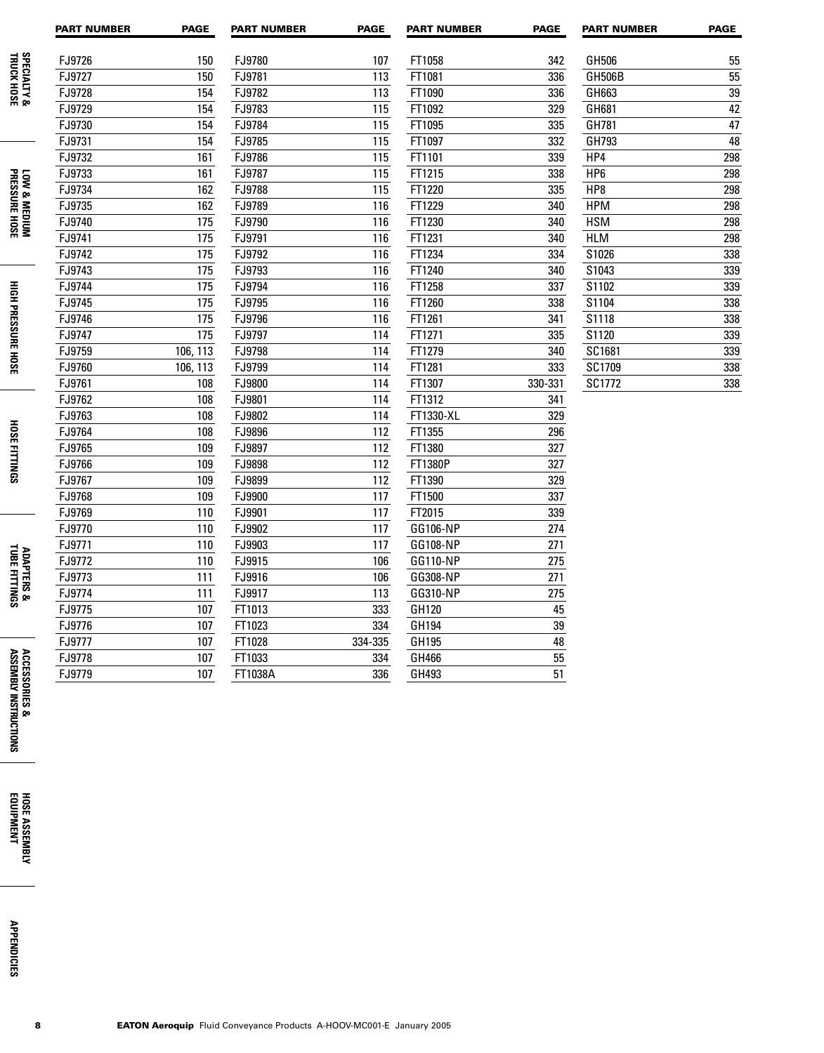| PART NUMBER | PAGE | PART NUMBER | PAGE | PART NUMBER | PAGE | PART NUMBER | PAGE |
|---|---|---|---|---|---|---|---|
| FJ9726 | 150 | FJ9780 | 107 | FT1058 | 342 | GH506 | 55 |
| FJ9727 | 150 | FJ9781 | 113 | FT1081 | 336 | GH506B | 55 |
| FJ9728 | 154 | FJ9782 | 113 | FT1090 | 336 | GH663 | 39 |
| FJ9729 | 154 | FJ9783 | 115 | FT1092 | 329 | GH681 | 42 |
| FJ9730 | 154 | FJ9784 | 115 | FT1095 | 335 | GH781 | 47 |
| FJ9731 | 154 | FJ9785 | 115 | FT1097 | 332 | GH793 | 48 |
| FJ9732 | 161 | FJ9786 | 115 | FT1101 | 339 | HP4 | 298 |
| FJ9733 | 161 | FJ9787 | 115 | FT1215 | 338 | HP6 | 298 |
| FJ9734 | 162 | FJ9788 | 115 | FT1220 | 335 | HP8 | 298 |
| FJ9735 | 162 | FJ9789 | 116 | FT1229 | 340 | HPM | 298 |
| FJ9740 | 175 | FJ9790 | 116 | FT1230 | 340 | HSM | 298 |
| FJ9741 | 175 | FJ9791 | 116 | FT1231 | 340 | HLM | 298 |
| FJ9742 | 175 | FJ9792 | 116 | FT1234 | 334 | S1026 | 338 |
| FJ9743 | 175 | FJ9793 | 116 | FT1240 | 340 | S1043 | 339 |
| FJ9744 | 175 | FJ9794 | 116 | FT1258 | 337 | S1102 | 339 |
| FJ9745 | 175 | FJ9795 | 116 | FT1260 | 338 | S1104 | 338 |
| FJ9746 | 175 | FJ9796 | 116 | FT1261 | 341 | S1118 | 338 |
| FJ9747 | 175 | FJ9797 | 114 | FT1271 | 335 | S1120 | 339 |
| FJ9759 | 106, 113 | FJ9798 | 114 | FT1279 | 340 | SC1681 | 339 |
| FJ9760 | 106, 113 | FJ9799 | 114 | FT1281 | 333 | SC1709 | 338 |
| FJ9761 | 108 | FJ9800 | 114 | FT1307 | 330-331 | SC1772 | 338 |
| FJ9762 | 108 | FJ9801 | 114 | FT1312 | 341 | | |
| FJ9763 | 108 | FJ9802 | 114 | FT1330-XL | 329 | | |
| FJ9764 | 108 | FJ9896 | 112 | FT1355 | 296 | | |
| FJ9765 | 109 | FJ9897 | 112 | FT1380 | 327 | | |
| FJ9766 | 109 | FJ9898 | 112 | FT1380P | 327 | | |
| FJ9767 | 109 | FJ9899 | 112 | FT1390 | 329 | | |
| FJ9768 | 109 | FJ9900 | 117 | FT1500 | 337 | | |
| FJ9769 | 110 | FJ9901 | 117 | FT2015 | 339 | | |
| FJ9770 | 110 | FJ9902 | 117 | GG106-NP | 274 | | |
| FJ9771 | 110 | FJ9903 | 117 | GG108-NP | 271 | | |
| FJ9772 | 110 | FJ9915 | 106 | GG110-NP | 275 | | |
| FJ9773 | 111 | FJ9916 | 106 | GG308-NP | 271 | | |
| FJ9774 | 111 | FJ9917 | 113 | GG310-NP | 275 | | |
| FJ9775 | 107 | FT1013 | 333 | GH120 | 45 | | |
| FJ9776 | 107 | FT1023 | 334 | GH194 | 39 | | |
| FJ9777 | 107 | FT1028 | 334-335 | GH195 | 48 | | |
| FJ9778 | 107 | FT1033 | 334 | GH466 | 55 | | |
| FJ9779 | 107 | FT1038A | 336 | GH493 | 51 | | |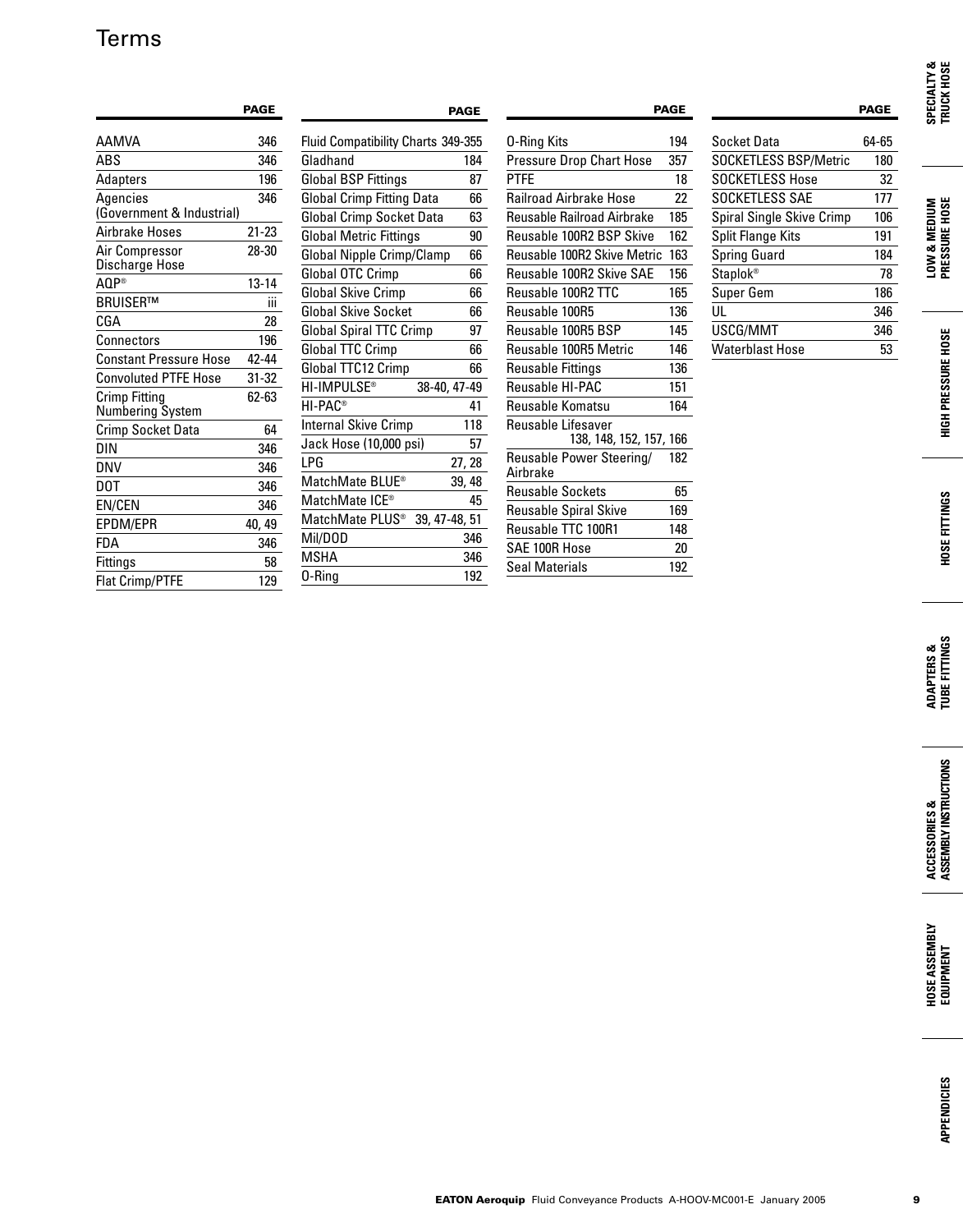# Terms

| | PAGE |
|---|---|
| AAMVA | 346 |
| ABS | 346 |
| Adapters | 196 |
| Agencies (Government & Industrial) | 346 |
| Airbrake Hoses | 21-23 |
| Air Compressor Discharge Hose | 28-30 |
| AQP® | 13-14 |
| BRUISER™ | iii |
| CGA | 28 |
| Connectors | 196 |
| Constant Pressure Hose | 42-44 |
| Convoluted PTFE Hose | 31-32 |
| Crimp Fitting Numbering System | 62-63 |
| Crimp Socket Data | 64 |
| DIN | 346 |
| DNV | 346 |
| DOT | 346 |
| EN/CEN | 346 |
| EPDM/EPR | 40, 49 |
| FDA | 346 |
| Fittings | 58 |
| Flat Crimp/PTFE | 129 |

| | PAGE |
|---|---|
| Fluid Compatibility Charts | 349-355 |
| Gladhand | 184 |
| Global BSP Fittings | 87 |
| Global Crimp Fitting Data | 66 |
| Global Crimp Socket Data | 63 |
| Global Metric Fittings | 90 |
| Global Nipple Crimp/Clamp | 66 |
| Global OTC Crimp | 66 |
| Global Skive Crimp | 66 |
| Global Skive Socket | 66 |
| Global Spiral TTC Crimp | 97 |
| Global TTC Crimp | 66 |
| Global TTC12 Crimp | 66 |
| HI-IMPULSE® | 38-40, 47-49 |
| HI-PAC® | 41 |
| Internal Skive Crimp | 118 |
| Jack Hose (10,000 psi) | 57 |
| LPG | 27, 28 |
| MatchMate BLUE® | 39, 48 |
| MatchMate ICE® | 45 |
| MatchMate PLUS® | 39, 47-48, 51 |
| Mil/DOD | 346 |
| MSHA | 346 |
| O-Ring | 192 |

| | PAGE |
|---|---|
| O-Ring Kits | 194 |
| Pressure Drop Chart Hose | 357 |
| PTFE | 18 |
| Railroad Airbrake Hose | 22 |
| Reusable Railroad Airbrake | 185 |
| Reusable 100R2 BSP Skive | 162 |
| Reusable 100R2 Skive Metric | 163 |
| Reusable 100R2 Skive SAE | 156 |
| Reusable 100R2 TTC | 165 |
| Reusable 100R5 | 136 |
| Reusable 100R5 BSP | 145 |
| Reusable 100R5 Metric | 146 |
| Reusable Fittings | 136 |
| Reusable HI-PAC | 151 |
| Reusable Komatsu | 164 |
| Reusable Lifesaver | 138, 148, 152, 157, 166 |
| Reusable Power Steering/ Airbrake | 182 |
| Reusable Sockets | 65 |
| Reusable Spiral Skive | 169 |
| Reusable TTC 100R1 | 148 |
| SAE 100R Hose | 20 |
| Seal Materials | 192 |

| | PAGE |
|---|---|
| Socket Data | 64-65 |
| SOCKETLESS BSP/Metric | 180 |
| SOCKETLESS Hose | 32 |
| SOCKETLESS SAE | 177 |
| Spiral Single Skive Crimp | 106 |
| Split Flange Kits | 191 |
| Spring Guard | 184 |
| Staplok® | 78 |
| Super Gem | 186 |
| UL | 346 |
| USCG/MMT | 346 |
| Waterblast Hose | 53 |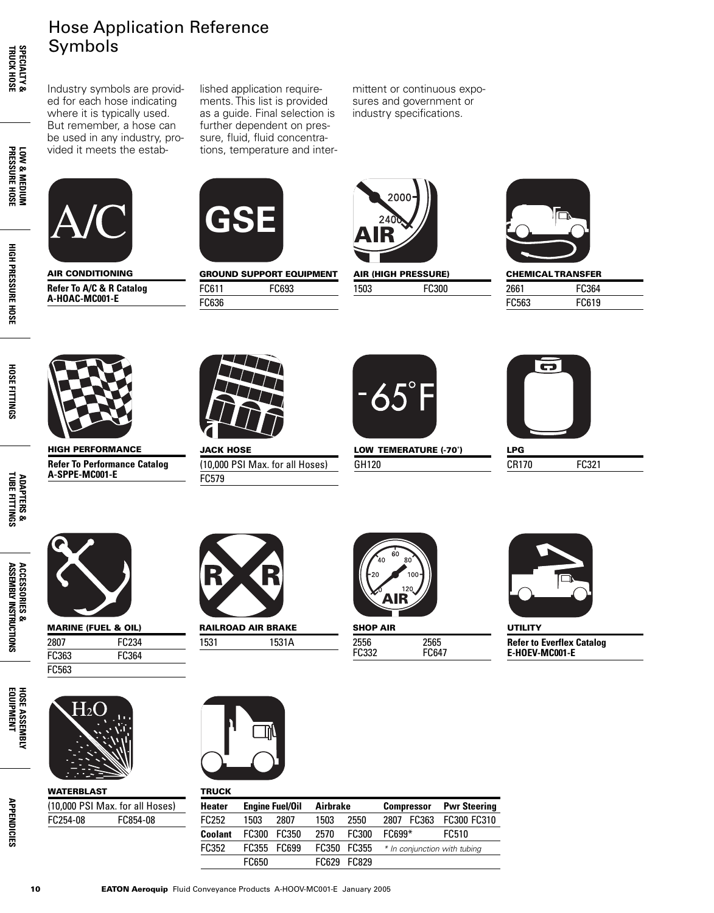# Hose Application Reference Symbols

Industry symbols are provided for each hose indicating where it is typically used. But remember, a hose can be used in any industry, provided it meets the established application requirements. This list is provided as a guide. Final selection is further dependent on pressure, fluid, fluid concentrations, temperature and intermittent or continuous exposures and government or industry specifications.

**AIR CONDITIONING**

**Refer To A/C & R Catalog A-HOAC-MC001-E**

**GROUND SUPPORT EQUIPMENT**

| | |
|---|---|
| FC611 | FC693 |
| FC636 | |

**AIR (HIGH PRESSURE)**

| | |
|---|---|
| 1503 | FC300 |

**CHEMICAL TRANSFER**

| | |
|---|---|
| 2661 | FC364 |
| FC563 | FC619 |

**HIGH PERFORMANCE**

**Refer To Performance Catalog A-SPPE-MC001-E**

**JACK HOSE**

(10,000 PSI Max. for all Hoses)

FC579

**LOW TEMERATURE (-70°)**

GH120

**LPG**

| | |
|---|---|
| CR170 | FC321 |

**MARINE (FUEL & OIL)**

| | |
|---|---|
| 2807 | FC234 |
| FC363 | FC364 |
| FC563 | |

**RAILROAD AIR BRAKE**

| | |
|---|---|
| 1531 | 1531A |

**SHOP AIR**

| | |
|---|---|
| 2556 | 2565 |
| FC332 | FC647 |

**UTILITY**

**Refer to Everflex Catalog E-HOEV-MC001-E**

**WATERBLAST**

(10,000 PSI Max. for all Hoses)

| | |
|---|---|
| FC254-08 | FC854-08 |

**TRUCK**

| Heater | Engine Fuel/Oil | | Airbrake | | Compressor | Pwr Steering |
|---|---|---|---|---|---|---|
| FC252 | 1503 | 2807 | 1503 | 2550 | 2807 FC363 | FC300 FC310 |
| **Coolant** | FC300 | FC350 | 2570 | FC300 | FC699* | FC510 |
| FC352 | FC355 | FC699 | FC350 | FC355 | *\* In conjunction with tubing* | |
| | FC650 | | FC629 | FC829 | | |